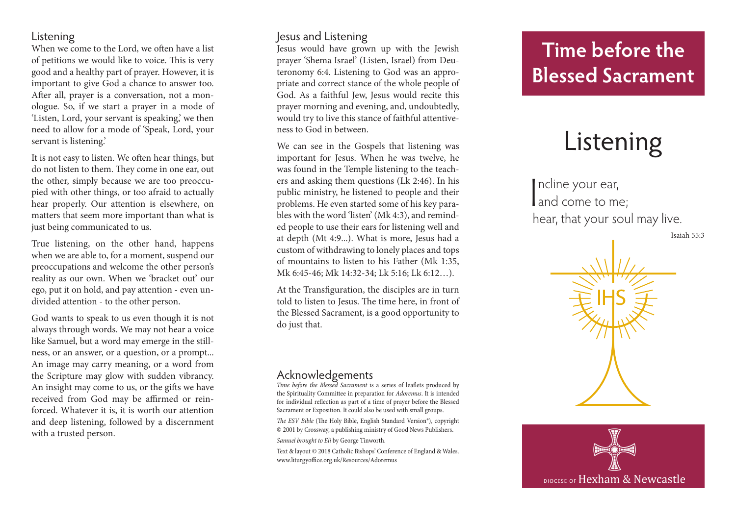## Listening

When we come to the Lord, we often have a list of petitions we would like to voice. This is very good and a healthy part of prayer. However, it is important to give God a chance to answer too. After all, prayer is a conversation, not a monologue. So, if we start a prayer in a mode of 'Listen, Lord, your servant is speaking,' we then need to allow for a mode of 'Speak, Lord, your servant is listening.'

It is not easy to listen. We often hear things, but do not listen to them. They come in one ear, out the other, simply because we are too preoccupied with other things, or too afraid to actually hear properly. Our attention is elsewhere, on matters that seem more important than what is just being communicated to us.

True listening, on the other hand, happens when we are able to, for a moment, suspend our preoccupations and welcome the other person's reality as our own. When we 'bracket out' our ego, put it on hold, and pay attention - even undivided attention - to the other person.

God wants to speak to us even though it is not always through words. We may not hear a voice like Samuel, but a word may emerge in the stillness, or an answer, or a question, or a prompt... An image may carry meaning, or a word from the Scripture may glow with sudden vibrancy. An insight may come to us, or the gifts we have received from God may be affirmed or reinforced. Whatever it is, it is worth our attention and deep listening, followed by a discernment with a trusted person.

## Jesus and Listening

Jesus would have grown up with the Jewish prayer 'Shema Israel' (Listen, Israel) from Deuteronomy 6:4. Listening to God was an appropriate and correct stance of the whole people of God. As a faithful Jew, Jesus would recite this prayer morning and evening, and, undoubtedly, would try to live this stance of faithful attentiveness to God in between.

We can see in the Gospels that listening was important for Jesus. When he was twelve, he was found in the Temple listening to the teachers and asking them questions (Lk 2:46). In his public ministry, he listened to people and their problems. He even started some of his key parables with the word 'listen' (Mk 4:3), and reminded people to use their ears for listening well and at depth (Mt 4:9...). What is more, Jesus had a custom of withdrawing to lonely places and tops of mountains to listen to his Father (Mk 1:35, Mk 6:45-46; Mk 14:32-34; Lk 5:16; Lk 6:12…).

At the Transfiguration, the disciples are in turn told to listen to Jesus. The time here, in front of the Blessed Sacrament, is a good opportunity to do just that.

## Acknowledgements

*Time before the Blessed Sacrament* is a series of leaflets produced by the Spirituality Committee in preparation for *Adoremus*. It is intended for individual reflection as part of a time of prayer before the Blessed Sacrament or Exposition. It could also be used with small groups.

*The ESV Bible* (The Holy Bible, English Standard Version®), copyright © 2001 by Crossway, a publishing ministry of Good News Publishers.

*Samuel brought to Eli* by George Tinworth.

Text & layout © 2018 Catholic Bishops' Conference of England & Wales. www.liturgyoffice.org.uk/Resources/Adoremus

# Time before the Blessed Sacrament

# Listening

Incline your ear,
and come to me;
hear, that your soul may live.

Isaiah 55:3

IHS

Diocese of Hexham & Newcastle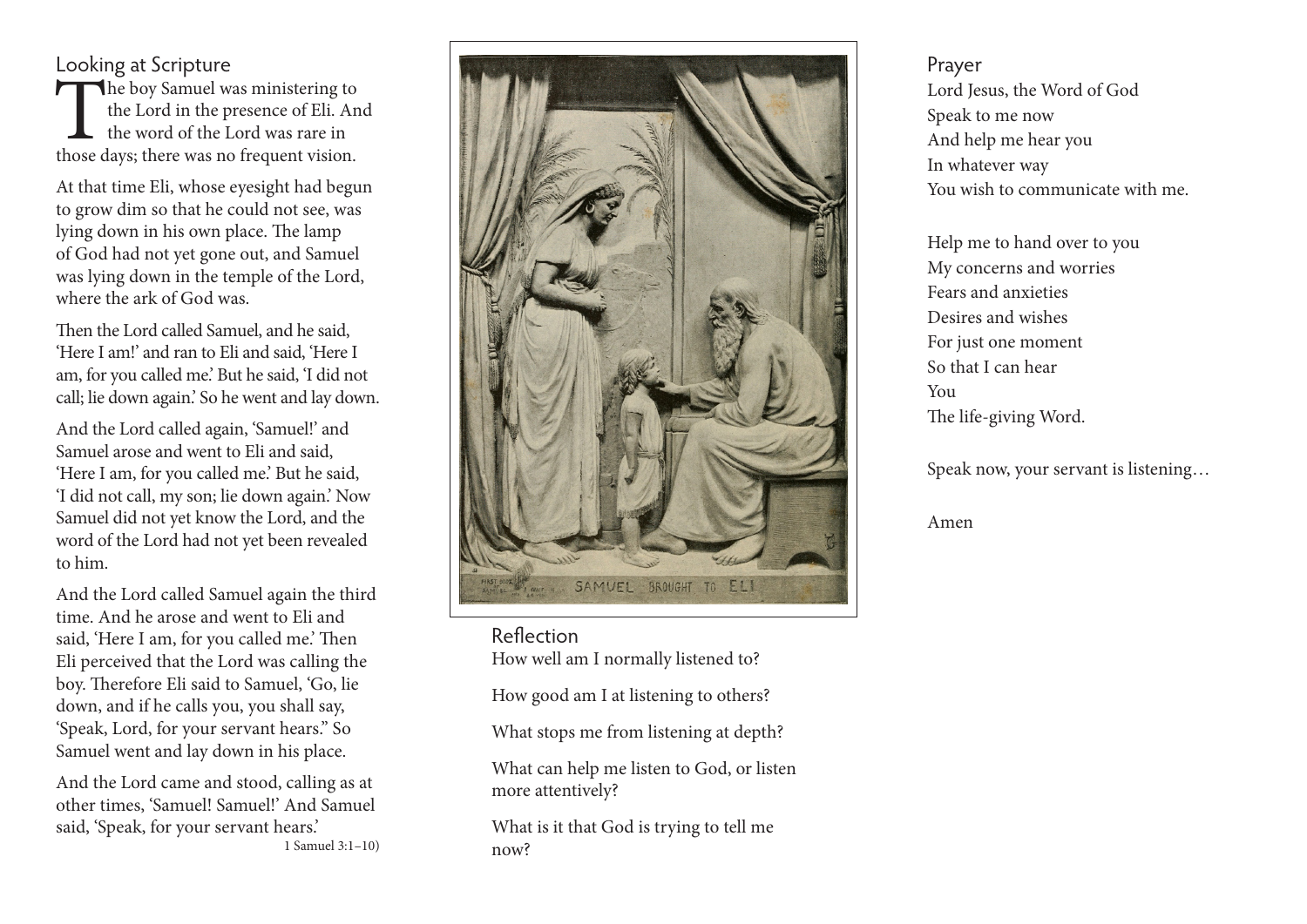## Looking at Scripture

The boy Samuel was ministering to the Lord in the presence of Eli. And the word of the Lord was rare in those days; there was no frequent vision.

At that time Eli, whose eyesight had begun to grow dim so that he could not see, was lying down in his own place. The lamp of God had not yet gone out, and Samuel was lying down in the temple of the Lord, where the ark of God was.

Then the Lord called Samuel, and he said, 'Here I am!' and ran to Eli and said, 'Here I am, for you called me.' But he said, 'I did not call; lie down again.' So he went and lay down.

And the Lord called again, 'Samuel!' and Samuel arose and went to Eli and said, 'Here I am, for you called me.' But he said, 'I did not call, my son; lie down again.' Now Samuel did not yet know the Lord, and the word of the Lord had not yet been revealed to him.

And the Lord called Samuel again the third time. And he arose and went to Eli and said, 'Here I am, for you called me.' Then Eli perceived that the Lord was calling the boy. Therefore Eli said to Samuel, 'Go, lie down, and if he calls you, you shall say, 'Speak, Lord, for your servant hears.'' So Samuel went and lay down in his place.

And the Lord came and stood, calling as at other times, 'Samuel! Samuel!' And Samuel said, 'Speak, for your servant hears.'

1 Samuel 3:1–10)

SAMUEL BROUGHT TO ELI

## Reflection

How well am I normally listened to?

How good am I at listening to others?

What stops me from listening at depth?

What can help me listen to God, or listen more attentively?

What is it that God is trying to tell me now?

## Prayer

Lord Jesus, the Word of God
Speak to me now
And help me hear you
In whatever way
You wish to communicate with me.

Help me to hand over to you
My concerns and worries
Fears and anxieties
Desires and wishes
For just one moment
So that I can hear
You
The life-giving Word.

Speak now, your servant is listening…

Amen